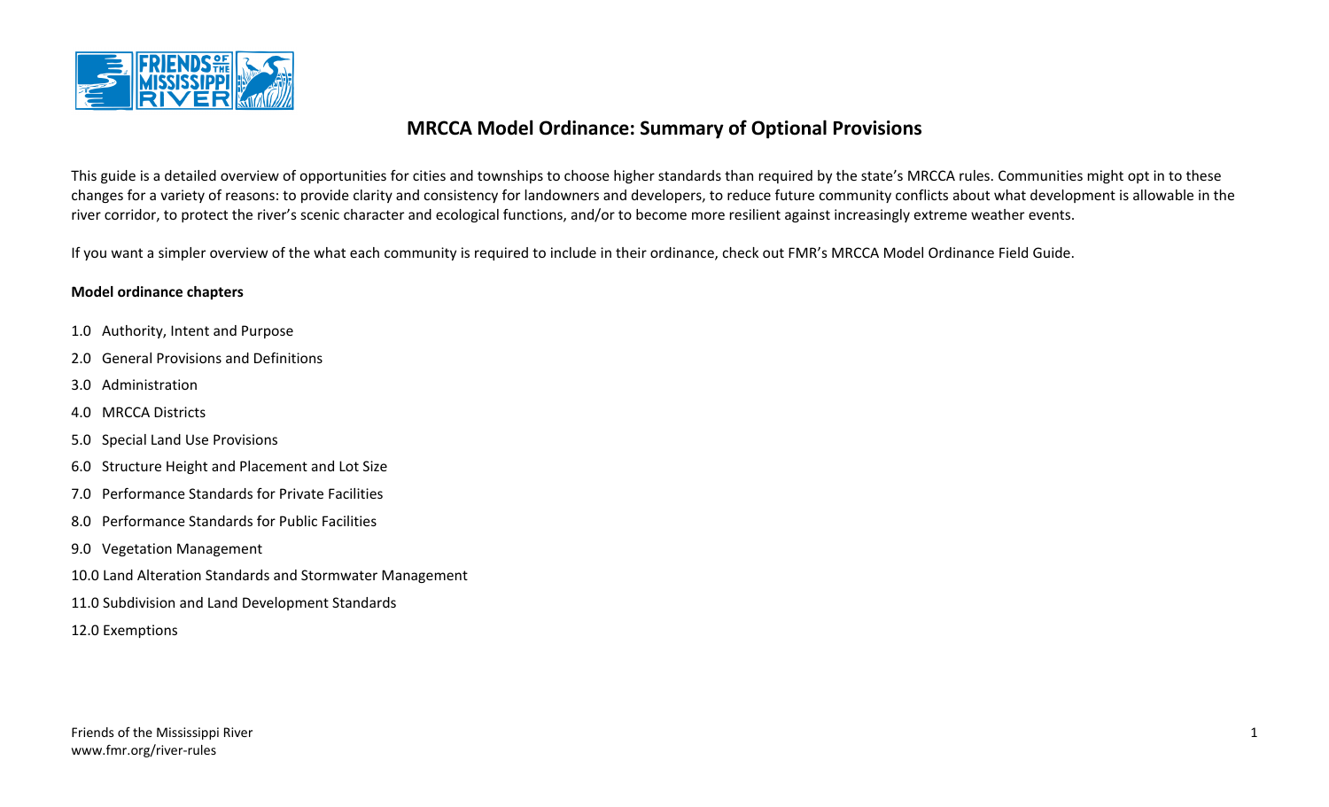# MRCCA Model Ordinance: Summary of Optional Provisions

This guide is a detailed overview of opportunities for cities and townships to choose higher standards than required by the state's MRCCA rules. Communities might opt in to these changes for a variety of reasons: to provide clarity and consistency for landowners and developers, to reduce future community conflicts about what development is allowable in the river corridor, to protect the river's scenic character and ecological functions, and/or to become more resilient against increasingly extreme weather events.

If you want a simpler overview of the what each community is required to include in their ordinance, check out FMR's MRCCA Model Ordinance Field Guide.

**Model ordinance chapters**

1.0 Authority, Intent and Purpose

2.0 General Provisions and Definitions

3.0 Administration

4.0 MRCCA Districts

5.0 Special Land Use Provisions

6.0 Structure Height and Placement and Lot Size

7.0 Performance Standards for Private Facilities

8.0 Performance Standards for Public Facilities

9.0 Vegetation Management

10.0 Land Alteration Standards and Stormwater Management

11.0 Subdivision and Land Development Standards

12.0 Exemptions

Friends of the Mississippi River
www.fmr.org/river-rules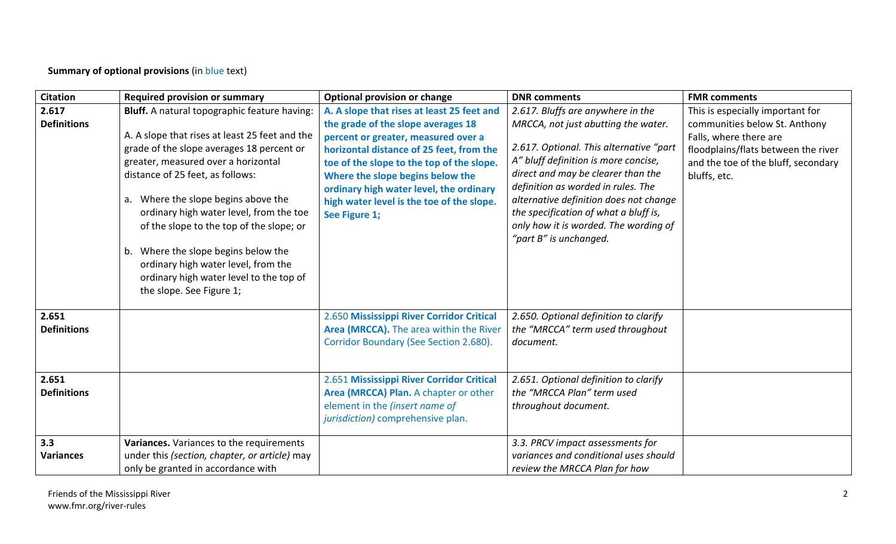**Summary of optional provisions** (in blue text)

| Citation | Required provision or summary | Optional provision or change | DNR comments | FMR comments |
|---|---|---|---|---|
| **2.617 Definitions** | **Bluff.** A natural topographic feature having:<br><br>A. A slope that rises at least 25 feet and the grade of the slope averages 18 percent or greater, measured over a horizontal distance of 25 feet, as follows:<br><br>a. Where the slope begins above the ordinary high water level, from the toe of the slope to the top of the slope; or<br><br>b. Where the slope begins below the ordinary high water level, from the ordinary high water level to the top of the slope. See Figure 1; | **A. A slope that rises at least 25 feet and the grade of the slope averages 18 percent or greater, measured over a horizontal distance of 25 feet, from the toe of the slope to the top of the slope. Where the slope begins below the ordinary high water level, the ordinary high water level is the toe of the slope. See Figure 1;** | *2.617. Bluffs are anywhere in the MRCCA, not just abutting the water.*<br><br>*2.617. Optional. This alternative "part A" bluff definition is more concise, direct and may be clearer than the definition as worded in rules. The alternative definition does not change the specification of what a bluff is, only how it is worded. The wording of "part B" is unchanged.* | This is especially important for communities below St. Anthony Falls, where there are floodplains/flats between the river and the toe of the bluff, secondary bluffs, etc. |
| **2.651 Definitions** | | 2.650 **Mississippi River Corridor Critical Area (MRCCA).** The area within the River Corridor Boundary (See Section 2.680). | *2.650. Optional definition to clarify the "MRCCA" term used throughout document.* | |
| **2.651 Definitions** | | 2.651 **Mississippi River Corridor Critical Area (MRCCA) Plan.** A chapter or other element in the *(insert name of jurisdiction)* comprehensive plan. | *2.651. Optional definition to clarify the "MRCCA Plan" term used throughout document.* | |
| **3.3 Variances** | **Variances.** Variances to the requirements under this *(section, chapter, or article)* may only be granted in accordance with | | *3.3. PRCV impact assessments for variances and conditional uses should review the MRCCA Plan for how* | |

Friends of the Mississippi River
www.fmr.org/river-rules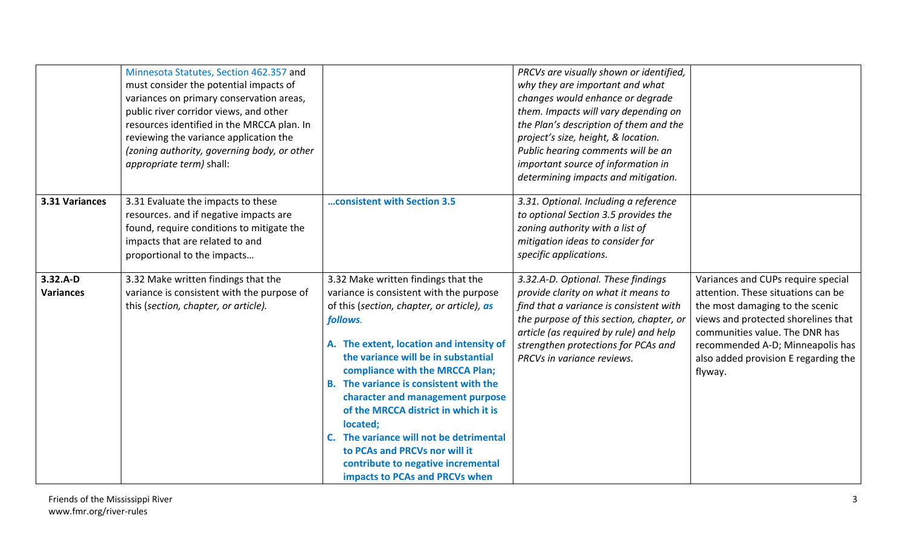| | | | | |
|---|---|---|---|---|
| | Minnesota Statutes, Section 462.357 and must consider the potential impacts of variances on primary conservation areas, public river corridor views, and other resources identified in the MRCCA plan. In reviewing the variance application the *(zoning authority, governing body, or other appropriate term)* shall: | | *PRCVs are visually shown or identified, why they are important and what changes would enhance or degrade them. Impacts will vary depending on the Plan's description of them and the project's size, height, & location. Public hearing comments will be an important source of information in determining impacts and mitigation.* | |
| **3.31 Variances** | 3.31 Evaluate the impacts to these resources. and if negative impacts are found, require conditions to mitigate the impacts that are related to and proportional to the impacts… | **…consistent with Section 3.5** | *3.31. Optional. Including a reference to optional Section 3.5 provides the zoning authority with a list of mitigation ideas to consider for specific applications.* | |
| **3.32.A-D Variances** | 3.32 Make written findings that the variance is consistent with the purpose of this *(section, chapter, or article).* | 3.32 Make written findings that the variance is consistent with the purpose of this (*section, chapter, or article*)***, as follows***. **A. The extent, location and intensity of the variance will be in substantial compliance with the MRCCA Plan;** **B. The variance is consistent with the character and management purpose of the MRCCA district in which it is located;** **C. The variance will not be detrimental to PCAs and PRCVs nor will it contribute to negative incremental impacts to PCAs and PRCVs when** | *3.32.A-D. Optional. These findings provide clarity on what it means to find that a variance is consistent with the purpose of this section, chapter, or article (as required by rule) and help strengthen protections for PCAs and PRCVs in variance reviews.* | Variances and CUPs require special attention. These situations can be the most damaging to the scenic views and protected shorelines that communities value. The DNR has recommended A-D; Minneapolis has also added provision E regarding the flyway. |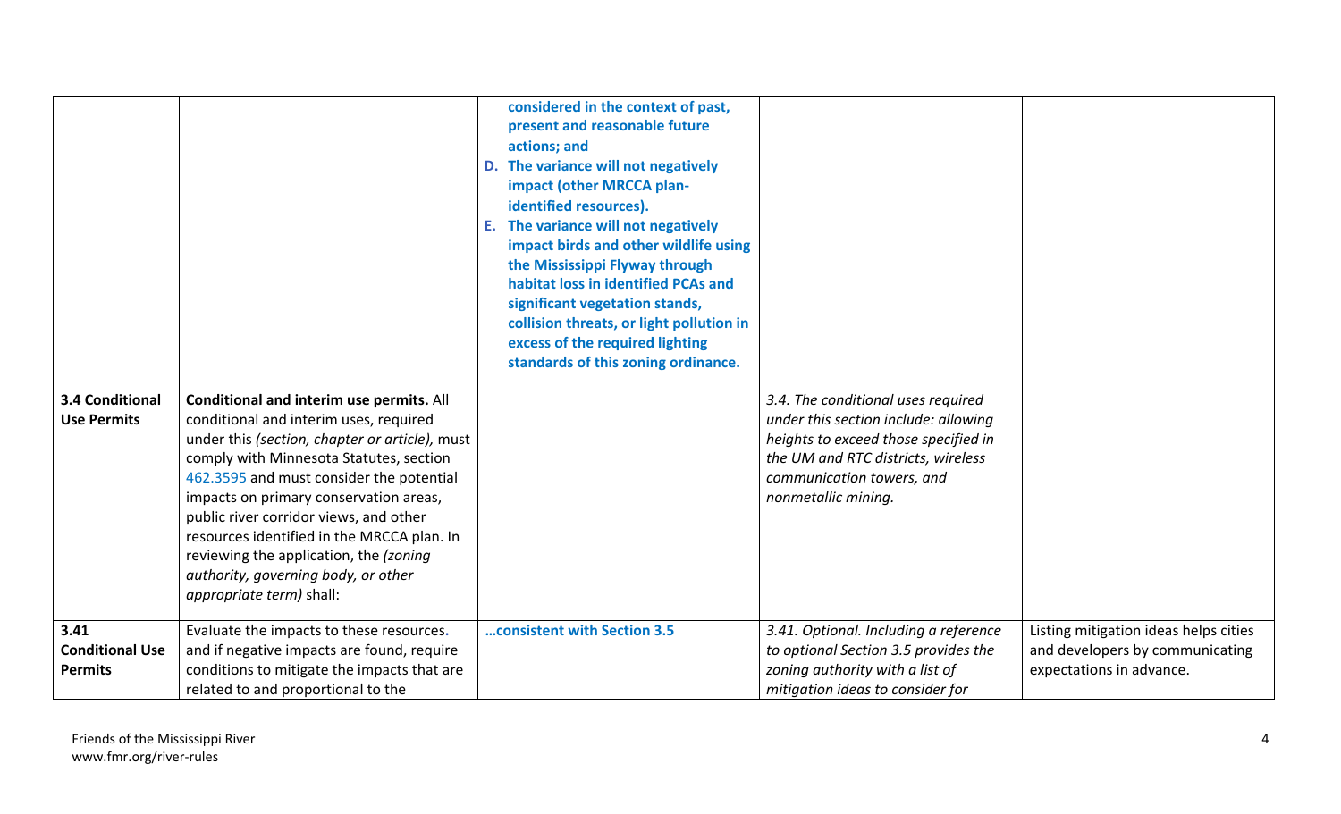| | | | | |
|---|---|---|---|---|
| | | **considered in the context of past, present and reasonable future actions; and**<br>**D. The variance will not negatively impact (other MRCCA plan-identified resources).**<br>**E. The variance will not negatively impact birds and other wildlife using the Mississippi Flyway through habitat loss in identified PCAs and significant vegetation stands, collision threats, or light pollution in excess of the required lighting standards of this zoning ordinance.** | | |
| **3.4 Conditional Use Permits** | **Conditional and interim use permits.** All conditional and interim uses, required under this *(section, chapter or article),* must comply with Minnesota Statutes, section 462.3595 and must consider the potential impacts on primary conservation areas, public river corridor views, and other resources identified in the MRCCA plan. In reviewing the application, the *(zoning authority, governing body, or other appropriate term)* shall: | | *3.4. The conditional uses required under this section include: allowing heights to exceed those specified in the UM and RTC districts, wireless communication towers, and nonmetallic mining.* | |
| **3.41 Conditional Use Permits** | Evaluate the impacts to these resources. and if negative impacts are found, require conditions to mitigate the impacts that are related to and proportional to the | **…consistent with Section 3.5** | *3.41. Optional. Including a reference to optional Section 3.5 provides the zoning authority with a list of mitigation ideas to consider for* | Listing mitigation ideas helps cities and developers by communicating expectations in advance. |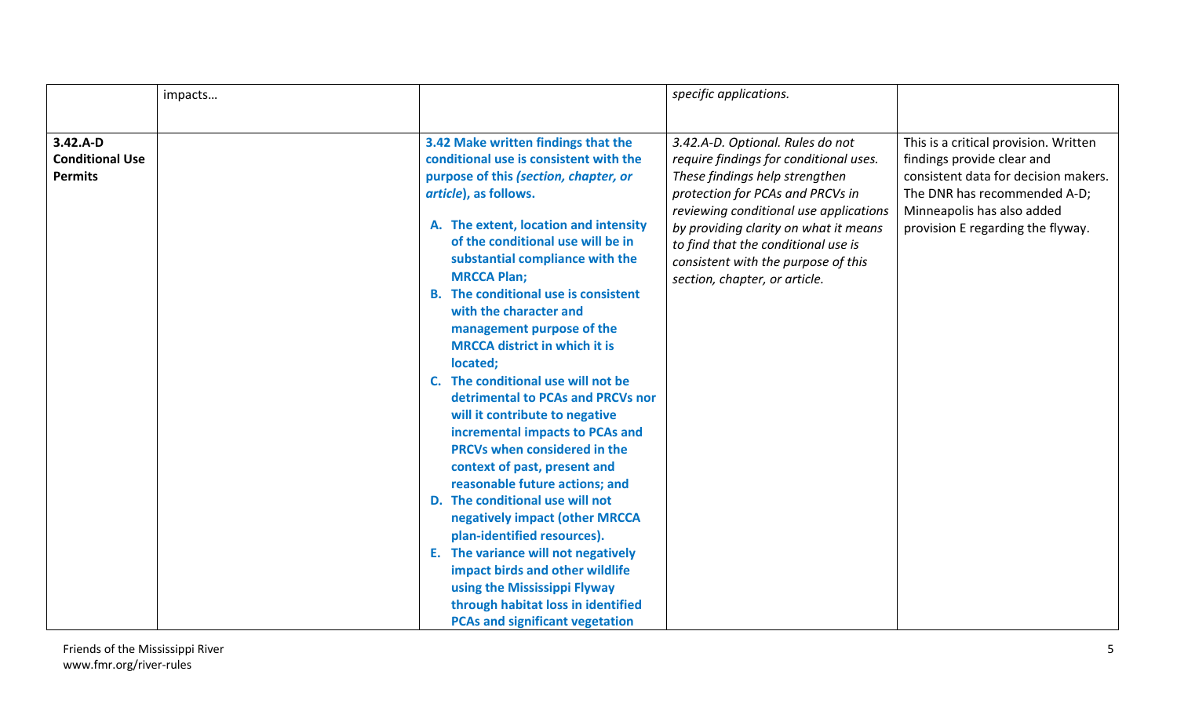| | impacts… | | *specific applications.* | |
|---|---|---|---|---|
| **3.42.A-D Conditional Use Permits** | | **3.42 Make written findings that the conditional use is consistent with the purpose of this *(section, chapter, or article*), as follows.**<br><br>**A. The extent, location and intensity of the conditional use will be in substantial compliance with the MRCCA Plan;**<br>**B. The conditional use is consistent with the character and management purpose of the MRCCA district in which it is located;**<br>**C. The conditional use will not be detrimental to PCAs and PRCVs nor will it contribute to negative incremental impacts to PCAs and PRCVs when considered in the context of past, present and reasonable future actions; and**<br>**D. The conditional use will not negatively impact (other MRCCA plan-identified resources).**<br>**E. The variance will not negatively impact birds and other wildlife using the Mississippi Flyway through habitat loss in identified PCAs and significant vegetation** | *3.42.A-D. Optional. Rules do not require findings for conditional uses. These findings help strengthen protection for PCAs and PRCVs in reviewing conditional use applications by providing clarity on what it means to find that the conditional use is consistent with the purpose of this section, chapter, or article.* | This is a critical provision. Written findings provide clear and consistent data for decision makers. The DNR has recommended A-D; Minneapolis has also added provision E regarding the flyway. |

Friends of the Mississippi River
www.fmr.org/river-rules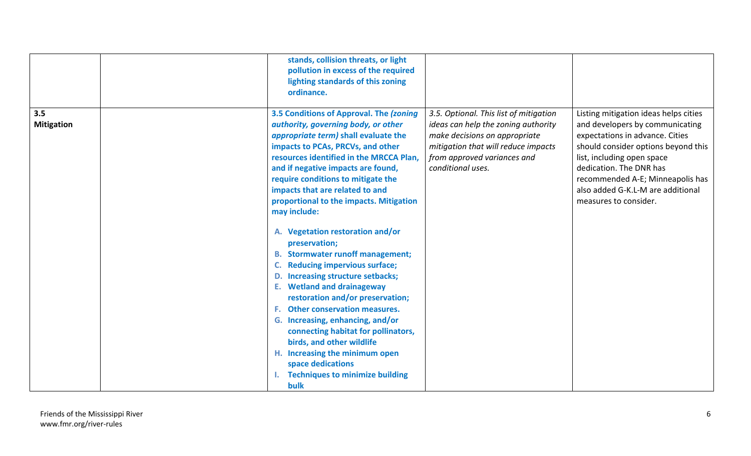| | | | | |
|---|---|---|---|---|
| | | **stands, collision threats, or light pollution in excess of the required lighting standards of this zoning ordinance.** | | |
| **3.5 Mitigation** | | **3.5 Conditions of Approval. The *(zoning authority, governing body, or other appropriate term)* shall evaluate the impacts to PCAs, PRCVs, and other resources identified in the MRCCA Plan, and if negative impacts are found, require conditions to mitigate the impacts that are related to and proportional to the impacts. Mitigation may include:**<br><br>**A. Vegetation restoration and/or preservation;**<br>**B. Stormwater runoff management;**<br>**C. Reducing impervious surface;**<br>**D. Increasing structure setbacks;**<br>**E. Wetland and drainageway restoration and/or preservation;**<br>**F. Other conservation measures.**<br>**G. Increasing, enhancing, and/or connecting habitat for pollinators, birds, and other wildlife**<br>**H. Increasing the minimum open space dedications**<br>**I. Techniques to minimize building bulk** | *3.5. Optional. This list of mitigation ideas can help the zoning authority make decisions on appropriate mitigation that will reduce impacts from approved variances and conditional uses.* | Listing mitigation ideas helps cities and developers by communicating expectations in advance. Cities should consider options beyond this list, including open space dedication. The DNR has recommended A-E; Minneapolis has also added G-K.L-M are additional measures to consider. |

Friends of the Mississippi River
www.fmr.org/river-rules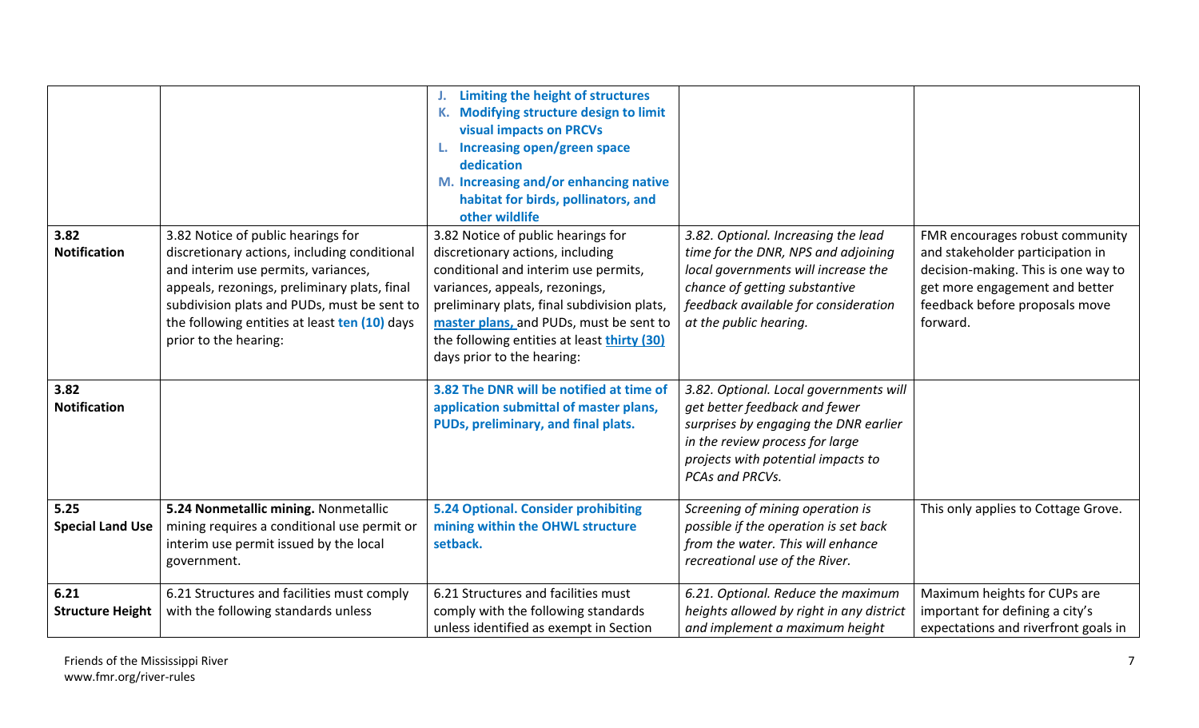| | | | | |
|---|---|---|---|---|
| | | **J. Limiting the height of structures**<br>**K. Modifying structure design to limit visual impacts on PRCVs**<br>**L. Increasing open/green space dedication**<br>**M. Increasing and/or enhancing native habitat for birds, pollinators, and other wildlife** | | |
| **3.82 Notification** | 3.82 Notice of public hearings for discretionary actions, including conditional and interim use permits, variances, appeals, rezonings, preliminary plats, final subdivision plats and PUDs, must be sent to the following entities at least **ten (10)** days prior to the hearing: | 3.82 Notice of public hearings for discretionary actions, including conditional and interim use permits, variances, appeals, rezonings, preliminary plats, final subdivision plats, **master plans,** and PUDs, must be sent to the following entities at least **thirty (30)** days prior to the hearing: | *3.82. Optional. Increasing the lead time for the DNR, NPS and adjoining local governments will increase the chance of getting substantive feedback available for consideration at the public hearing.* | FMR encourages robust community and stakeholder participation in decision-making. This is one way to get more engagement and better feedback before proposals move forward. |
| **3.82 Notification** | | **3.82 The DNR will be notified at time of application submittal of master plans, PUDs, preliminary, and final plats.** | *3.82. Optional. Local governments will get better feedback and fewer surprises by engaging the DNR earlier in the review process for large projects with potential impacts to PCAs and PRCVs.* | |
| **5.25 Special Land Use** | **5.24 Nonmetallic mining.** Nonmetallic mining requires a conditional use permit or interim use permit issued by the local government. | **5.24 Optional. Consider prohibiting mining within the OHWL structure setback.** | *Screening of mining operation is possible if the operation is set back from the water. This will enhance recreational use of the River.* | This only applies to Cottage Grove. |
| **6.21 Structure Height** | 6.21 Structures and facilities must comply with the following standards unless | 6.21 Structures and facilities must comply with the following standards unless identified as exempt in Section | *6.21. Optional. Reduce the maximum heights allowed by right in any district and implement a maximum height* | Maximum heights for CUPs are important for defining a city's expectations and riverfront goals in |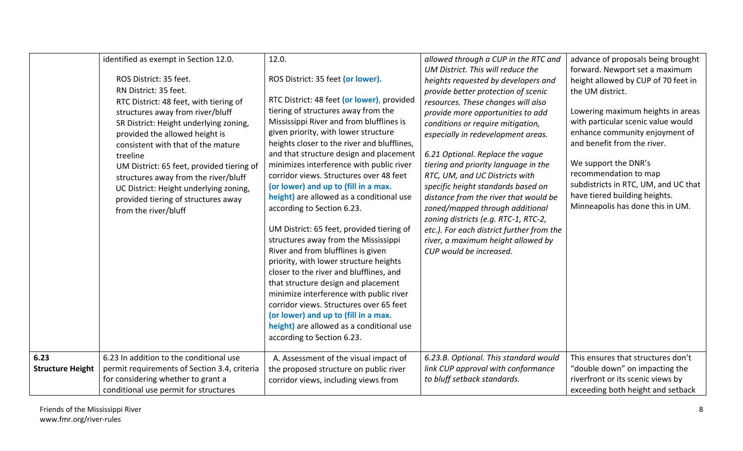| | | | | |
|---|---|---|---|---|
| | identified as exempt in Section 12.0.<br><br>ROS District: 35 feet.<br>RN District: 35 feet.<br>RTC District: 48 feet, with tiering of structures away from river/bluff<br>SR District: Height underlying zoning, provided the allowed height is consistent with that of the mature treeline<br>UM District: 65 feet, provided tiering of structures away from the river/bluff<br>UC District: Height underlying zoning, provided tiering of structures away from the river/bluff | 12.0.<br><br>ROS District: 35 feet **(or lower).**<br><br>RTC District: 48 feet **(or lower)**, provided tiering of structures away from the Mississippi River and from blufflines is given priority, with lower structure heights closer to the river and blufflines, and that structure design and placement minimizes interference with public river corridor views. Structures over 48 feet **(or lower) and up to (fill in a max. height)** are allowed as a conditional use according to Section 6.23.<br><br>UM District: 65 feet, provided tiering of structures away from the Mississippi River and from blufflines is given priority, with lower structure heights closer to the river and blufflines, and that structure design and placement minimize interference with public river corridor views. Structures over 65 feet **(or lower) and up to (fill in a max. height)** are allowed as a conditional use according to Section 6.23. | *allowed through a CUP in the RTC and UM District. This will reduce the heights requested by developers and provide better protection of scenic resources. These changes will also provide more opportunities to add conditions or require mitigation, especially in redevelopment areas.*<br><br>*6.21 Optional. Replace the vague tiering and priority language in the RTC, UM, and UC Districts with specific height standards based on distance from the river that would be zoned/mapped through additional zoning districts (e.g. RTC-1, RTC-2, etc.). For each district further from the river, a maximum height allowed by CUP would be increased.* | advance of proposals being brought forward. Newport set a maximum height allowed by CUP of 70 feet in the UM district.<br><br>Lowering maximum heights in areas with particular scenic value would enhance community enjoyment of and benefit from the river.<br><br>We support the DNR's recommendation to map subdistricts in RTC, UM, and UC that have tiered building heights. Minneapolis has done this in UM. |
| **6.23 Structure Height** | 6.23 In addition to the conditional use permit requirements of Section 3.4, criteria for considering whether to grant a conditional use permit for structures | A. Assessment of the visual impact of the proposed structure on public river corridor views, including views from | *6.23.B. Optional. This standard would link CUP approval with conformance to bluff setback standards.* | This ensures that structures don't "double down" on impacting the riverfront or its scenic views by exceeding both height and setback |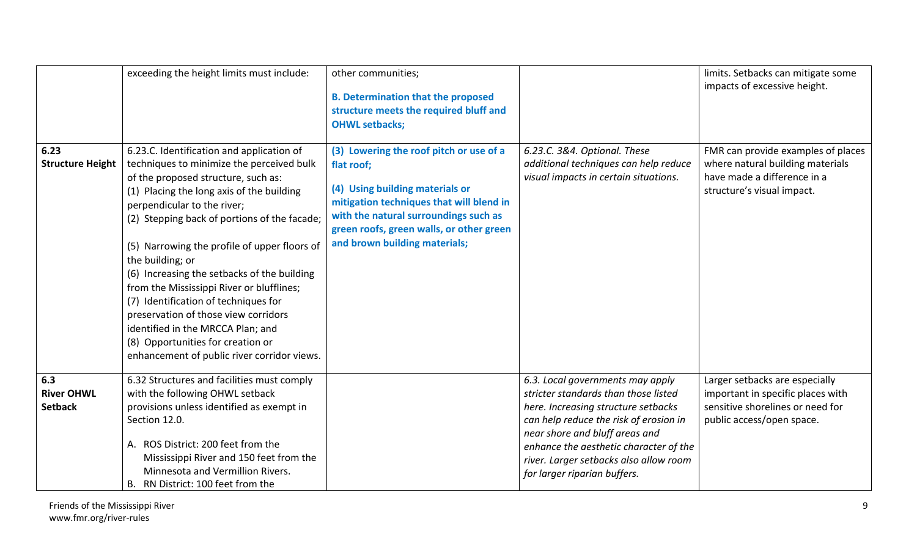| | | | | |
|---|---|---|---|---|
| | exceeding the height limits must include: | other communities;<br><br>**B. Determination that the proposed structure meets the required bluff and OHWL setbacks;** | | limits. Setbacks can mitigate some impacts of excessive height. |
| **6.23 Structure Height** | 6.23.C. Identification and application of techniques to minimize the perceived bulk of the proposed structure, such as:<br>(1) Placing the long axis of the building perpendicular to the river;<br>(2) Stepping back of portions of the facade;<br><br>(5) Narrowing the profile of upper floors of the building; or<br>(6) Increasing the setbacks of the building from the Mississippi River or blufflines;<br>(7) Identification of techniques for preservation of those view corridors identified in the MRCCA Plan; and<br>(8) Opportunities for creation or enhancement of public river corridor views. | **(3) Lowering the roof pitch or use of a flat roof;**<br><br>**(4) Using building materials or mitigation techniques that will blend in with the natural surroundings such as green roofs, green walls, or other green and brown building materials;** | *6.23.C. 3&4. Optional. These additional techniques can help reduce visual impacts in certain situations.* | FMR can provide examples of places where natural building materials have made a difference in a structure's visual impact. |
| **6.3 River OHWL Setback** | 6.32 Structures and facilities must comply with the following OHWL setback provisions unless identified as exempt in Section 12.0.<br><br>A. ROS District: 200 feet from the Mississippi River and 150 feet from the Minnesota and Vermillion Rivers.<br>B. RN District: 100 feet from the | | *6.3. Local governments may apply stricter standards than those listed here. Increasing structure setbacks can help reduce the risk of erosion in near shore and bluff areas and enhance the aesthetic character of the river. Larger setbacks also allow room for larger riparian buffers.* | Larger setbacks are especially important in specific places with sensitive shorelines or need for public access/open space. |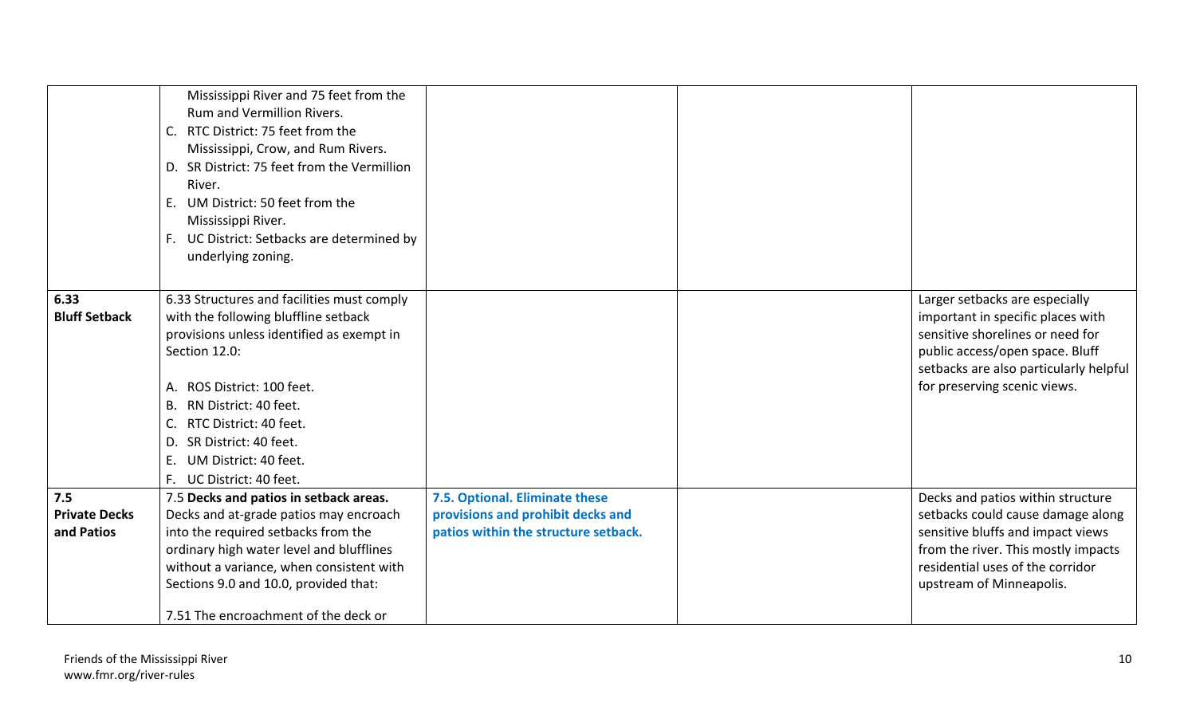| | | | | |
|---|---|---|---|---|
| | Mississippi River and 75 feet from the Rum and Vermillion Rivers.<br>C. RTC District: 75 feet from the Mississippi, Crow, and Rum Rivers.<br>D. SR District: 75 feet from the Vermillion River.<br>E. UM District: 50 feet from the Mississippi River.<br>F. UC District: Setbacks are determined by underlying zoning. | | | |
| **6.33 Bluff Setback** | 6.33 Structures and facilities must comply with the following bluffline setback provisions unless identified as exempt in Section 12.0:<br><br>A. ROS District: 100 feet.<br>B. RN District: 40 feet.<br>C. RTC District: 40 feet.<br>D. SR District: 40 feet.<br>E. UM District: 40 feet.<br>F. UC District: 40 feet. | | | Larger setbacks are especially important in specific places with sensitive shorelines or need for public access/open space. Bluff setbacks are also particularly helpful for preserving scenic views. |
| **7.5 Private Decks and Patios** | 7.5 **Decks and patios in setback areas.** Decks and at-grade patios may encroach into the required setbacks from the ordinary high water level and blufflines without a variance, when consistent with Sections 9.0 and 10.0, provided that:<br><br>7.51 The encroachment of the deck or | **7.5. Optional. Eliminate these provisions and prohibit decks and patios within the structure setback.** | | Decks and patios within structure setbacks could cause damage along sensitive bluffs and impact views from the river. This mostly impacts residential uses of the corridor upstream of Minneapolis. |

Friends of the Mississippi River
www.fmr.org/river-rules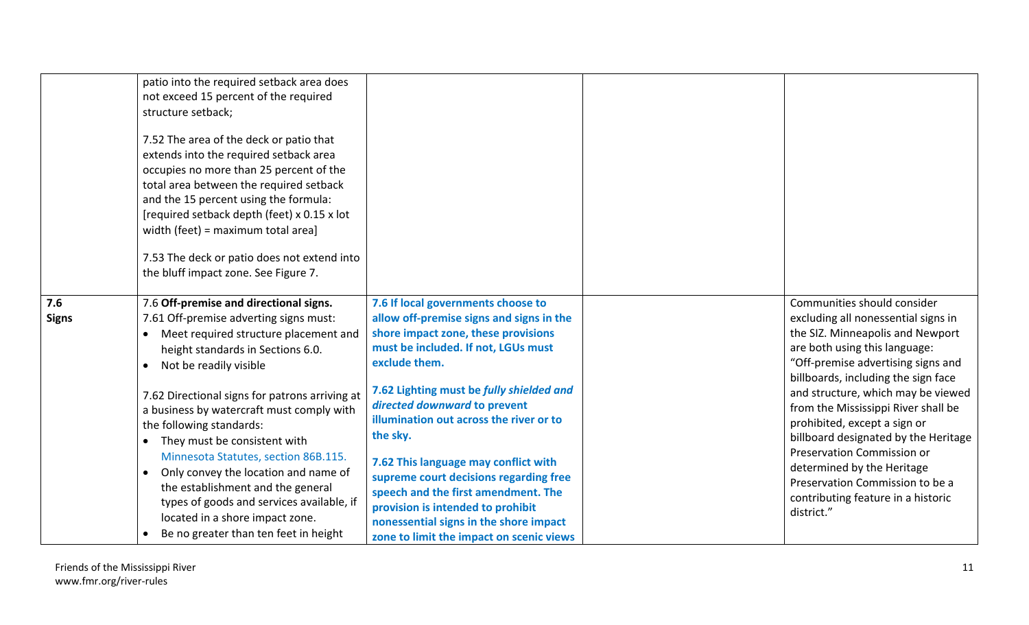|  |  |  |  |  |
|---|---|---|---|---|
|  | patio into the required setback area does not exceed 15 percent of the required structure setback;<br><br>7.52 The area of the deck or patio that extends into the required setback area occupies no more than 25 percent of the total area between the required setback and the 15 percent using the formula: [required setback depth (feet) x 0.15 x lot width (feet) = maximum total area]<br><br>7.53 The deck or patio does not extend into the bluff impact zone. See Figure 7. |  |  |  |
| **7.6 Signs** | 7.6 **Off-premise and directional signs.**<br>7.61 Off-premise adverting signs must:<br>• Meet required structure placement and height standards in Sections 6.0.<br>• Not be readily visible<br><br>7.62 Directional signs for patrons arriving at a business by watercraft must comply with the following standards:<br>• They must be consistent with Minnesota Statutes, section 86B.115.<br>• Only convey the location and name of the establishment and the general types of goods and services available, if located in a shore impact zone.<br>• Be no greater than ten feet in height | **7.6 If local governments choose to allow off-premise signs and signs in the shore impact zone, these provisions must be included. If not, LGUs must exclude them.**<br><br>**7.62 Lighting must be *fully shielded and directed downward* to prevent illumination out across the river or to the sky.**<br><br>**7.62 This language may conflict with supreme court decisions regarding free speech and the first amendment. The provision is intended to prohibit nonessential signs in the shore impact zone to limit the impact on scenic views** |  | Communities should consider excluding all nonessential signs in the SIZ. Minneapolis and Newport are both using this language: "Off-premise advertising signs and billboards, including the sign face and structure, which may be viewed from the Mississippi River shall be prohibited, except a sign or billboard designated by the Heritage Preservation Commission or determined by the Heritage Preservation Commission to be a contributing feature in a historic district." |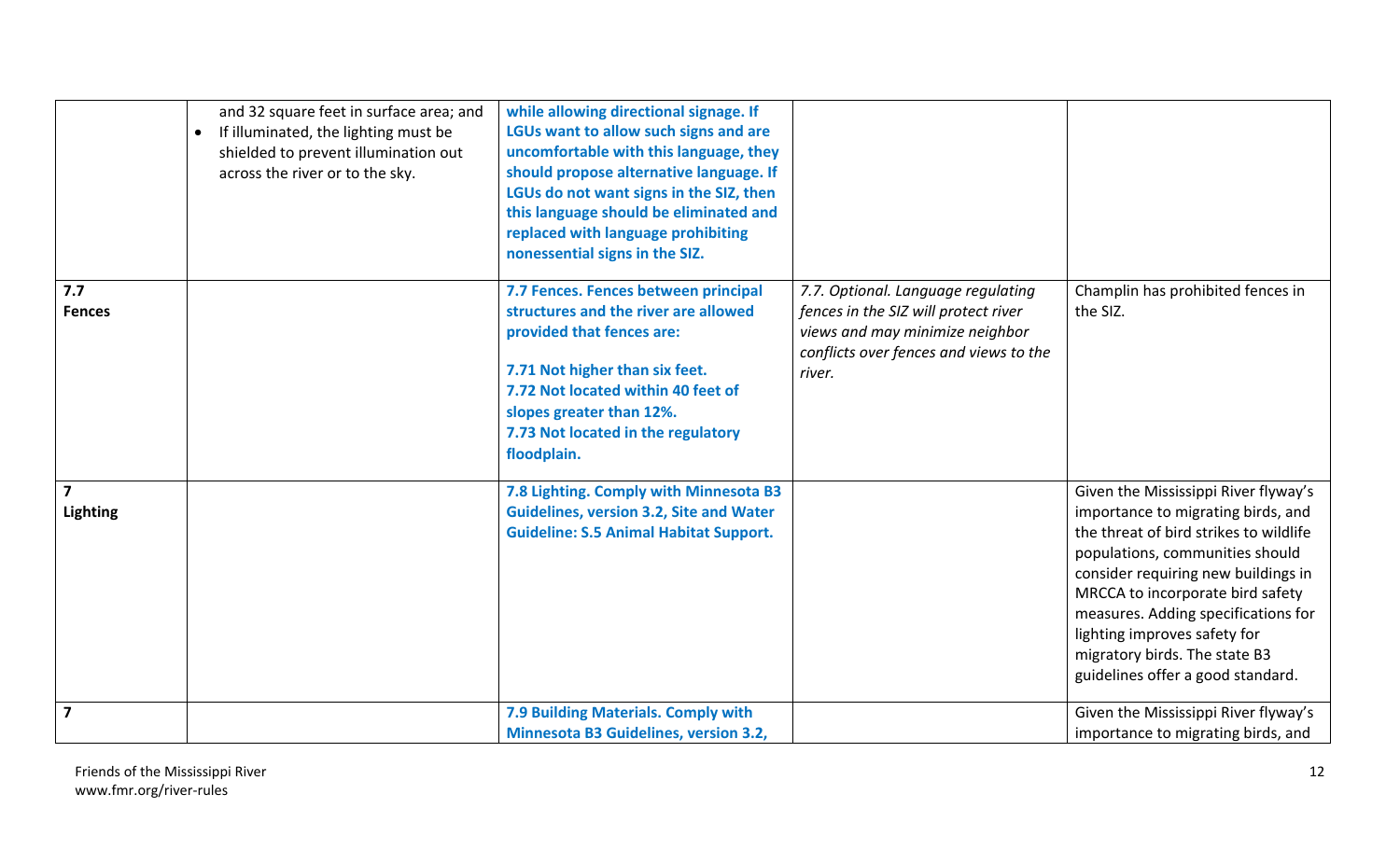| | | | | |
|---|---|---|---|---|
| | and 32 square feet in surface area; and<br>• If illuminated, the lighting must be shielded to prevent illumination out across the river or to the sky. | **while allowing directional signage. If LGUs want to allow such signs and are uncomfortable with this language, they should propose alternative language. If LGUs do not want signs in the SIZ, then this language should be eliminated and replaced with language prohibiting nonessential signs in the SIZ.** | | |
| **7.7 Fences** | | **7.7 Fences. Fences between principal structures and the river are allowed provided that fences are:**<br><br>**7.71 Not higher than six feet.**<br>**7.72 Not located within 40 feet of slopes greater than 12%.**<br>**7.73 Not located in the regulatory floodplain.** | *7.7. Optional. Language regulating fences in the SIZ will protect river views and may minimize neighbor conflicts over fences and views to the river.* | Champlin has prohibited fences in the SIZ. |
| **7 Lighting** | | **7.8 Lighting. Comply with Minnesota B3 Guidelines, version 3.2, Site and Water Guideline: S.5 Animal Habitat Support.** | | Given the Mississippi River flyway's importance to migrating birds, and the threat of bird strikes to wildlife populations, communities should consider requiring new buildings in MRCCA to incorporate bird safety measures. Adding specifications for lighting improves safety for migratory birds. The state B3 guidelines offer a good standard. |
| **7** | | **7.9 Building Materials. Comply with Minnesota B3 Guidelines, version 3.2,** | | Given the Mississippi River flyway's importance to migrating birds, and |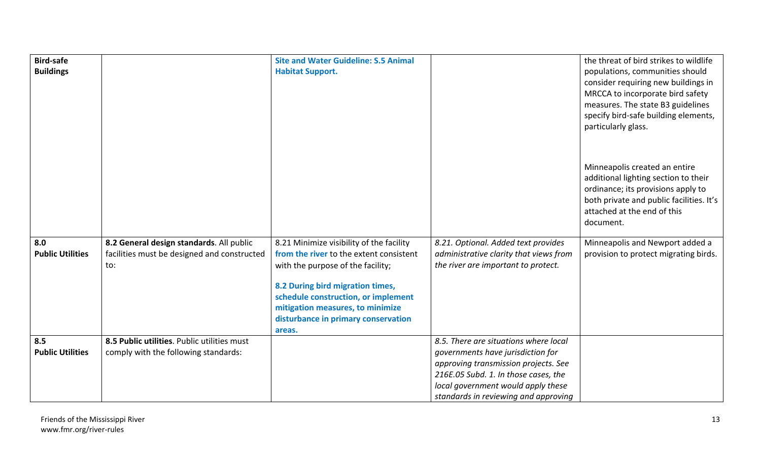| **Bird-safe Buildings** | | **Site and Water Guideline: S.5 Animal Habitat Support.** | | the threat of bird strikes to wildlife populations, communities should consider requiring new buildings in MRCCA to incorporate bird safety measures. The state B3 guidelines specify bird-safe building elements, particularly glass.<br><br>Minneapolis created an entire additional lighting section to their ordinance; its provisions apply to both private and public facilities. It's attached at the end of this document. |
|---|---|---|---|---|
| **8.0 Public Utilities** | **8.2 General design standards**. All public facilities must be designed and constructed to: | 8.21 Minimize visibility of the facility **from the river** to the extent consistent with the purpose of the facility;<br><br>**8.2 During bird migration times, schedule construction, or implement mitigation measures, to minimize disturbance in primary conservation areas.** | *8.21. Optional. Added text provides administrative clarity that views from the river are important to protect.* | Minneapolis and Newport added a provision to protect migrating birds. |
| **8.5 Public Utilities** | **8.5 Public utilities**. Public utilities must comply with the following standards: | | *8.5. There are situations where local governments have jurisdiction for approving transmission projects. See 216E.05 Subd. 1. In those cases, the local government would apply these standards in reviewing and approving* | |

Friends of the Mississippi River
www.fmr.org/river-rules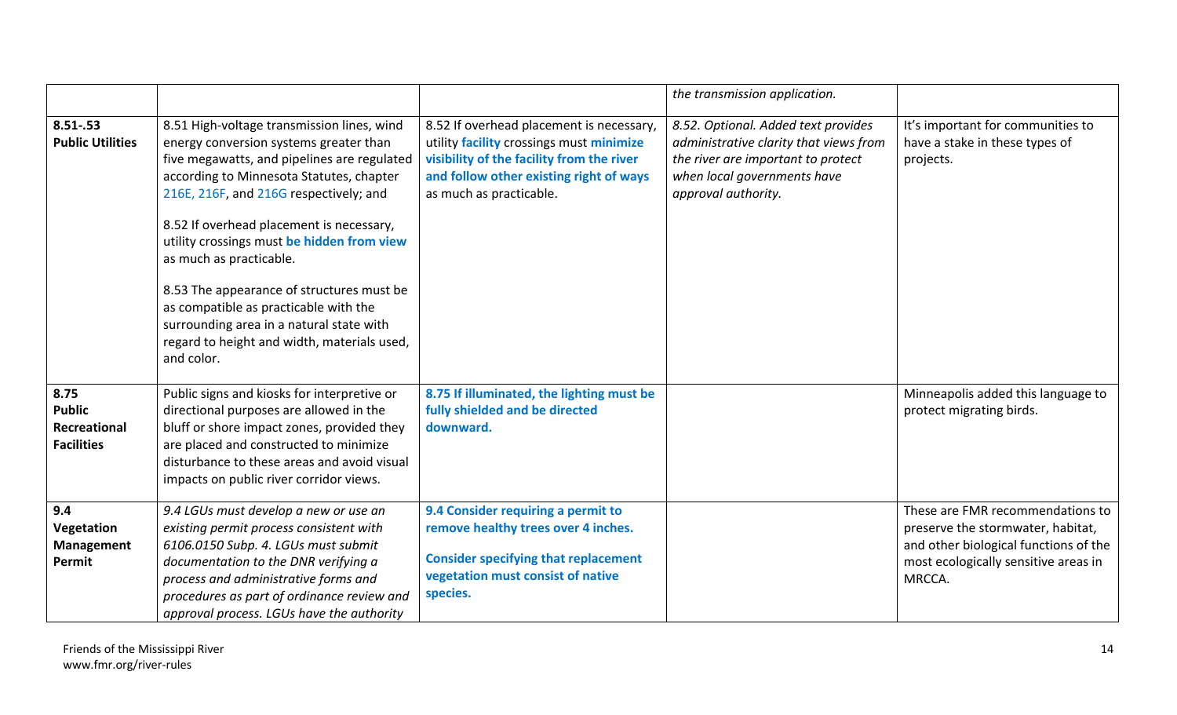| | | | | |
|---|---|---|---|---|
| | | | *the transmission application.* | |
| **8.51-.53 Public Utilities** | 8.51 High-voltage transmission lines, wind energy conversion systems greater than five megawatts, and pipelines are regulated according to Minnesota Statutes, chapter 216E, 216F, and 216G respectively; and<br><br>8.52 If overhead placement is necessary, utility crossings must **be hidden from view** as much as practicable.<br><br>8.53 The appearance of structures must be as compatible as practicable with the surrounding area in a natural state with regard to height and width, materials used, and color. | 8.52 If overhead placement is necessary, utility **facility** crossings must **minimize visibility of the facility from the river and follow other existing right of ways** as much as practicable. | *8.52. Optional. Added text provides administrative clarity that views from the river are important to protect when local governments have approval authority.* | It's important for communities to have a stake in these types of projects. |
| **8.75 Public Recreational Facilities** | Public signs and kiosks for interpretive or directional purposes are allowed in the bluff or shore impact zones, provided they are placed and constructed to minimize disturbance to these areas and avoid visual impacts on public river corridor views. | **8.75 If illuminated, the lighting must be fully shielded and be directed downward.** | | Minneapolis added this language to protect migrating birds. |
| **9.4 Vegetation Management Permit** | *9.4 LGUs must develop a new or use an existing permit process consistent with 6106.0150 Subp. 4. LGUs must submit documentation to the DNR verifying a process and administrative forms and procedures as part of ordinance review and approval process. LGUs have the authority* | **9.4 Consider requiring a permit to remove healthy trees over 4 inches.**<br><br>**Consider specifying that replacement vegetation must consist of native species.** | | These are FMR recommendations to preserve the stormwater, habitat, and other biological functions of the most ecologically sensitive areas in MRCCA. |

Friends of the Mississippi River
www.fmr.org/river-rules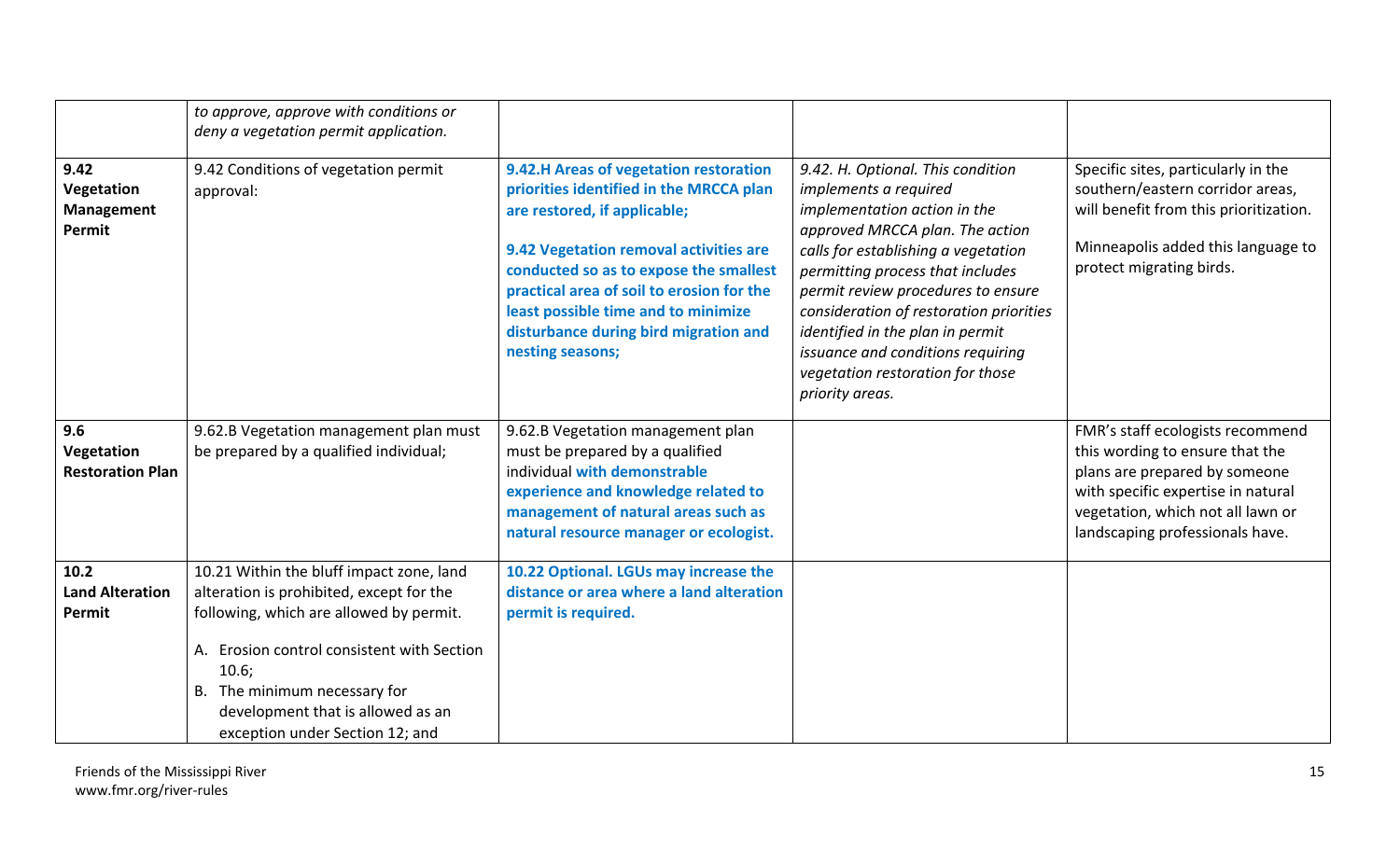| | | | | |
|---|---|---|---|---|
| | *to approve, approve with conditions or deny a vegetation permit application.* | | | |
| **9.42 Vegetation Management Permit** | 9.42 Conditions of vegetation permit approval: | **9.42.H Areas of vegetation restoration priorities identified in the MRCCA plan are restored, if applicable;**<br><br>**9.42 Vegetation removal activities are conducted so as to expose the smallest practical area of soil to erosion for the least possible time and to minimize disturbance during bird migration and nesting seasons;** | *9.42. H. Optional. This condition implements a required implementation action in the approved MRCCA plan. The action calls for establishing a vegetation permitting process that includes permit review procedures to ensure consideration of restoration priorities identified in the plan in permit issuance and conditions requiring vegetation restoration for those priority areas.* | Specific sites, particularly in the southern/eastern corridor areas, will benefit from this prioritization.<br><br>Minneapolis added this language to protect migrating birds. |
| **9.6 Vegetation Restoration Plan** | 9.62.B Vegetation management plan must be prepared by a qualified individual; | 9.62.B Vegetation management plan must be prepared by a qualified individual **with demonstrable experience and knowledge related to management of natural areas such as natural resource manager or ecologist.** | | FMR's staff ecologists recommend this wording to ensure that the plans are prepared by someone with specific expertise in natural vegetation, which not all lawn or landscaping professionals have. |
| **10.2 Land Alteration Permit** | 10.21 Within the bluff impact zone, land alteration is prohibited, except for the following, which are allowed by permit.<br><br>A. Erosion control consistent with Section 10.6;<br>B. The minimum necessary for development that is allowed as an exception under Section 12; and | **10.22 Optional. LGUs may increase the distance or area where a land alteration permit is required.** | | |

Friends of the Mississippi River
www.fmr.org/river-rules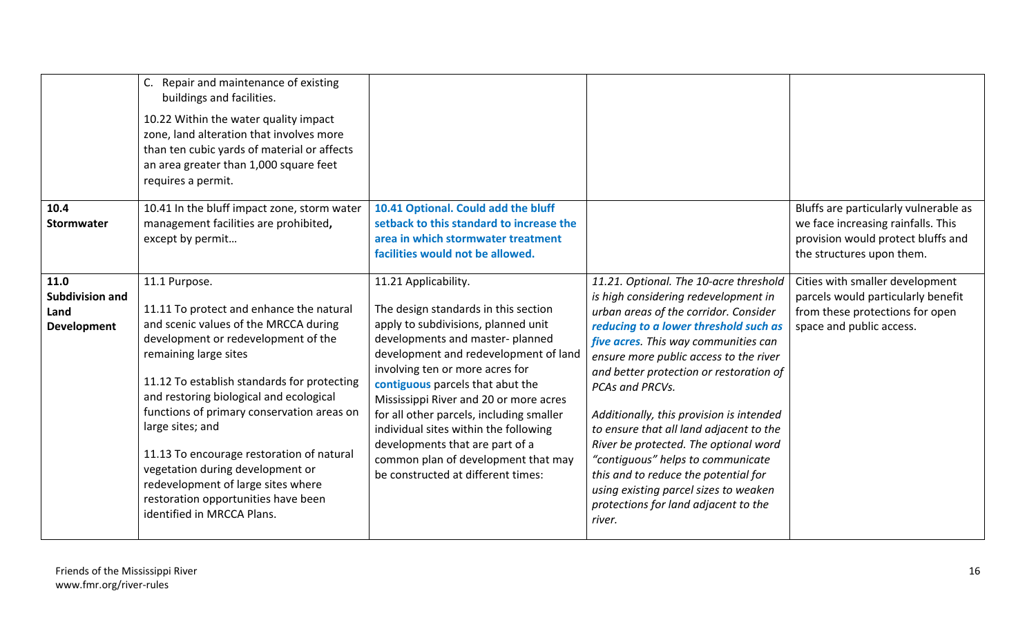| | | | | |
|---|---|---|---|---|
| | C. Repair and maintenance of existing buildings and facilities.<br><br>10.22 Within the water quality impact zone, land alteration that involves more than ten cubic yards of material or affects an area greater than 1,000 square feet requires a permit. | | | |
| **10.4 Stormwater** | 10.41 In the bluff impact zone, storm water management facilities are prohibited**,** except by permit… | **10.41 Optional. Could add the bluff setback to this standard to increase the area in which stormwater treatment facilities would not be allowed.** | | Bluffs are particularly vulnerable as we face increasing rainfalls. This provision would protect bluffs and the structures upon them. |
| **11.0 Subdivision and Land Development** | 11.1 Purpose.<br><br>11.11 To protect and enhance the natural and scenic values of the MRCCA during development or redevelopment of the remaining large sites<br><br>11.12 To establish standards for protecting and restoring biological and ecological functions of primary conservation areas on large sites; and<br><br>11.13 To encourage restoration of natural vegetation during development or redevelopment of large sites where restoration opportunities have been identified in MRCCA Plans. | 11.21 Applicability.<br><br>The design standards in this section apply to subdivisions, planned unit developments and master- planned development and redevelopment of land involving ten or more acres for **contiguous** parcels that abut the Mississippi River and 20 or more acres for all other parcels, including smaller individual sites within the following developments that are part of a common plan of development that may be constructed at different times: | *11.21. Optional. The 10-acre threshold is high considering redevelopment in urban areas of the corridor. Consider **reducing to a lower threshold such as five acres**. This way communities can ensure more public access to the river and better protection or restoration of PCAs and PRCVs.*<br><br>*Additionally, this provision is intended to ensure that all land adjacent to the River be protected. The optional word "contiguous" helps to communicate this and to reduce the potential for using existing parcel sizes to weaken protections for land adjacent to the river.* | Cities with smaller development parcels would particularly benefit from these protections for open space and public access. |

Friends of the Mississippi River
www.fmr.org/river-rules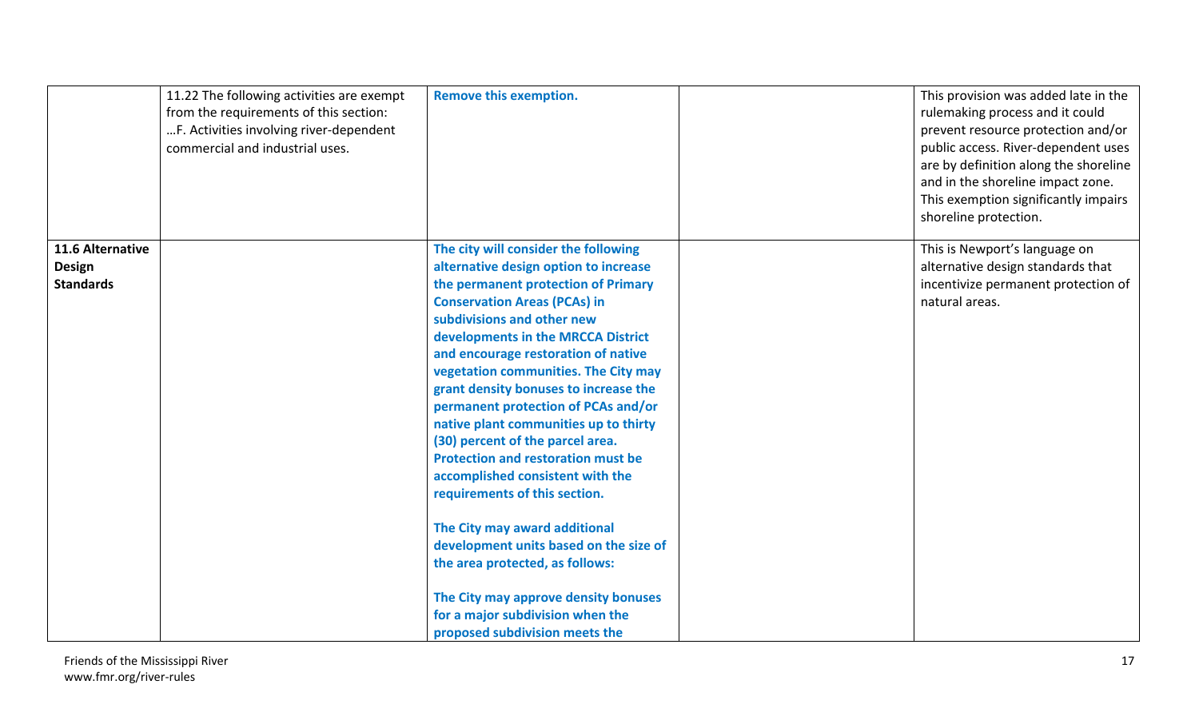| | | | | |
|---|---|---|---|---|
| | 11.22 The following activities are exempt from the requirements of this section: …F. Activities involving river-dependent commercial and industrial uses. | **Remove this exemption.** | | This provision was added late in the rulemaking process and it could prevent resource protection and/or public access. River-dependent uses are by definition along the shoreline and in the shoreline impact zone. This exemption significantly impairs shoreline protection. |
| **11.6 Alternative Design Standards** | | **The city will consider the following alternative design option to increase the permanent protection of Primary Conservation Areas (PCAs) in subdivisions and other new developments in the MRCCA District and encourage restoration of native vegetation communities. The City may grant density bonuses to increase the permanent protection of PCAs and/or native plant communities up to thirty (30) percent of the parcel area. Protection and restoration must be accomplished consistent with the requirements of this section.**<br><br>**The City may award additional development units based on the size of the area protected, as follows:**<br><br>**The City may approve density bonuses for a major subdivision when the proposed subdivision meets the** | | This is Newport's language on alternative design standards that incentivize permanent protection of natural areas. |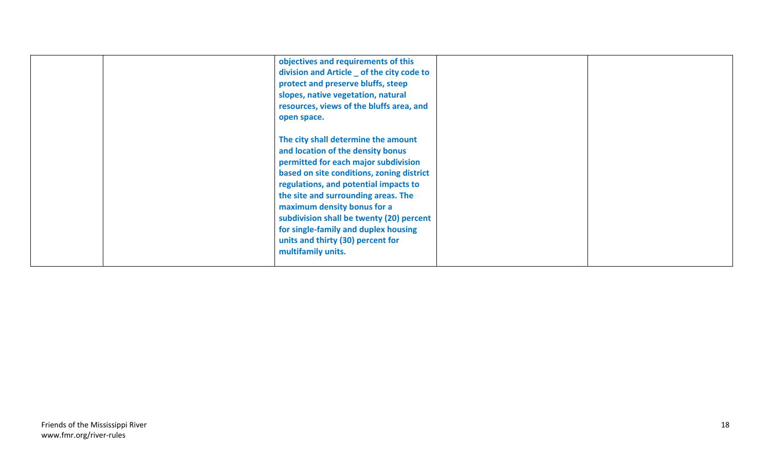| | | | | |
|---|---|---|---|---|
| | | **objectives and requirements of this division and Article _ of the city code to protect and preserve bluffs, steep slopes, native vegetation, natural resources, views of the bluffs area, and open space.**<br><br>**The city shall determine the amount and location of the density bonus permitted for each major subdivision based on site conditions, zoning district regulations, and potential impacts to the site and surrounding areas. The maximum density bonus for a subdivision shall be twenty (20) percent for single-family and duplex housing units and thirty (30) percent for multifamily units.** | | |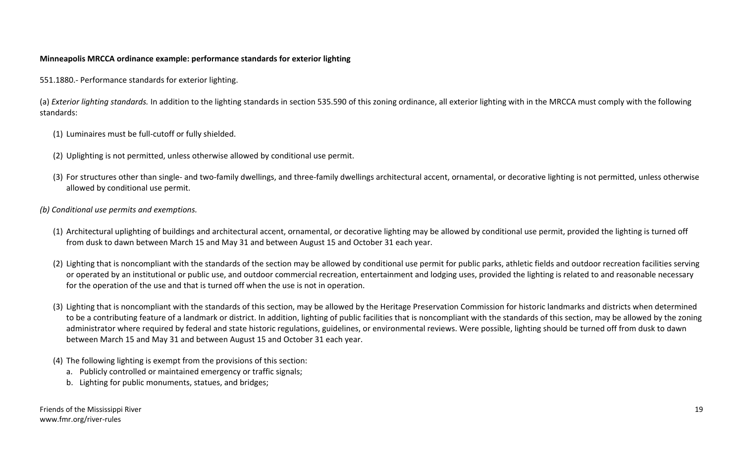**Minneapolis MRCCA ordinance example: performance standards for exterior lighting**

551.1880.- Performance standards for exterior lighting.

(a) *Exterior lighting standards.* In addition to the lighting standards in section 535.590 of this zoning ordinance, all exterior lighting with in the MRCCA must comply with the following standards:

(1) Luminaires must be full-cutoff or fully shielded.

(2) Uplighting is not permitted, unless otherwise allowed by conditional use permit.

(3) For structures other than single- and two-family dwellings, and three-family dwellings architectural accent, ornamental, or decorative lighting is not permitted, unless otherwise allowed by conditional use permit.

*(b) Conditional use permits and exemptions.*

(1) Architectural uplighting of buildings and architectural accent, ornamental, or decorative lighting may be allowed by conditional use permit, provided the lighting is turned off from dusk to dawn between March 15 and May 31 and between August 15 and October 31 each year.

(2) Lighting that is noncompliant with the standards of the section may be allowed by conditional use permit for public parks, athletic fields and outdoor recreation facilities serving or operated by an institutional or public use, and outdoor commercial recreation, entertainment and lodging uses, provided the lighting is related to and reasonable necessary for the operation of the use and that is turned off when the use is not in operation.

(3) Lighting that is noncompliant with the standards of this section, may be allowed by the Heritage Preservation Commission for historic landmarks and districts when determined to be a contributing feature of a landmark or district. In addition, lighting of public facilities that is noncompliant with the standards of this section, may be allowed by the zoning administrator where required by federal and state historic regulations, guidelines, or environmental reviews. Were possible, lighting should be turned off from dusk to dawn between March 15 and May 31 and between August 15 and October 31 each year.

(4) The following lighting is exempt from the provisions of this section:

a. Publicly controlled or maintained emergency or traffic signals;

b. Lighting for public monuments, statues, and bridges;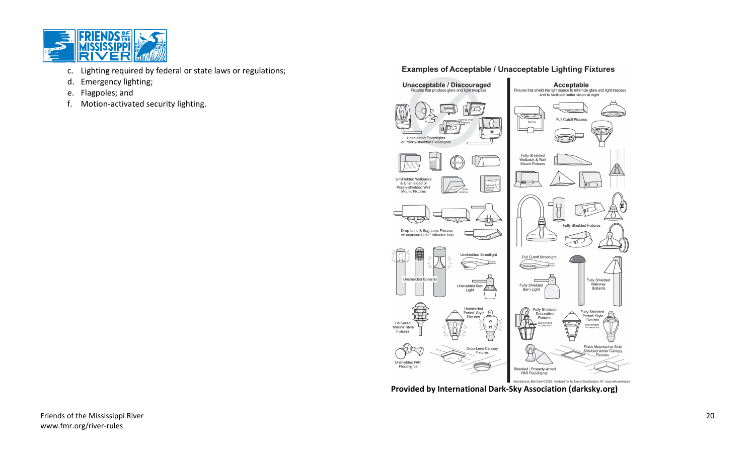c. Lighting required by federal or state laws or regulations;
d. Emergency lighting;
e. Flagpoles; and
f. Motion-activated security lighting.

**Examples of Acceptable / Unacceptable Lighting Fixtures**

**Unacceptable / Discouraged**
Fixtures that produce glare and light trespass

Unshielded Floodlights or Poorly-shielded Floodlights

Unshielded Wallpacks & Unshielded or Poorly-shielded Wall Mount Fixtures

Drop-Lens & Sag-Lens Fixtures w/ exposed bulb / refractor lens

Unshielded Streetlight

Unshielded Bollards

Unshielded Barn Light

Louvered 'Marine' style Fixtures

Unshielded 'Period' Style Fixtures

Drop-Lens Canopy Fixtures

Unshielded PAR Floodlights

**Acceptable**
Fixtures that shield the light source to minimize glare and light trespass and to facilitate better vision at night

Full Cutoff Fixtures

Fully Shielded Wallpack & Wall Mount Fixtures

Fully Shielded Fixtures

Full Cutoff Streetlight

Fully Shielded Barn Light

Fully Shielded Walkway Bollards

Fully Shielded Decorative Fixtures

Fully Shielded 'Period' Style Fixtures

Flush Mounted or Side Shielded Under Canopy Fixtures

Shielded / Properly-aimed PAR Floodlights

Illustrations by Bob Crelin© 2005. Rendered for the Town of Southampton, NY. Used with permission.

**Provided by International Dark-Sky Association (darksky.org)**